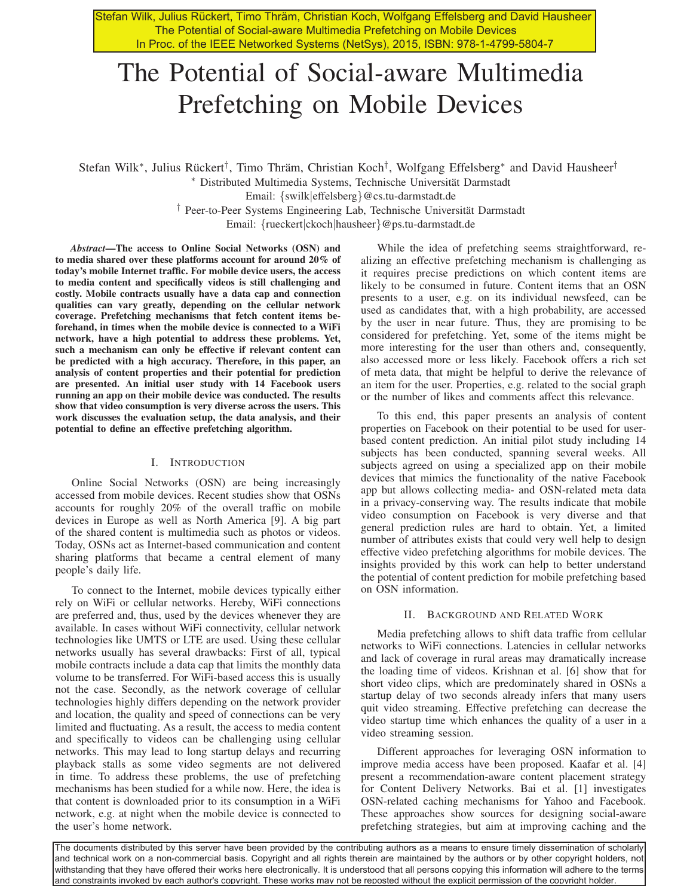Stefan Wilk, Julius Rückert, Timo Thräm, Christian Koch, Wolfgang Effelsberg and David Hausheer
The Potential of Social-aware Multimedia Prefetching on Mobile Devices
In Proc. of the IEEE Networked Systems (NetSys), 2015, ISBN: 978-1-4799-5804-7

# The Potential of Social-aware Multimedia Prefetching on Mobile Devices

Stefan Wilk*, Julius Rückert†, Timo Thräm, Christian Koch†, Wolfgang Effelsberg* and David Hausheer†

* Distributed Multimedia Systems, Technische Universität Darmstadt
Email: {swilk|effelsberg}@cs.tu-darmstadt.de

† Peer-to-Peer Systems Engineering Lab, Technische Universität Darmstadt
Email: {rueckert|ckoch|hausheer}@ps.tu-darmstadt.de

***Abstract*—The access to Online Social Networks (OSN) and to media shared over these platforms account for around 20% of today's mobile Internet traffic. For mobile device users, the access to media content and specifically videos is still challenging and costly. Mobile contracts usually have a data cap and connection qualities can vary greatly, depending on the cellular network coverage. Prefetching mechanisms that fetch content items beforehand, in times when the mobile device is connected to a WiFi network, have a high potential to address these problems. Yet, such a mechanism can only be effective if relevant content can be predicted with a high accuracy. Therefore, in this paper, an analysis of content properties and their potential for prediction are presented. An initial user study with 14 Facebook users running an app on their mobile device was conducted. The results show that video consumption is very diverse across the users. This work discusses the evaluation setup, the data analysis, and their potential to define an effective prefetching algorithm.**

## I. Introduction

Online Social Networks (OSN) are being increasingly accessed from mobile devices. Recent studies show that OSNs accounts for roughly 20% of the overall traffic on mobile devices in Europe as well as North America [9]. A big part of the shared content is multimedia such as photos or videos. Today, OSNs act as Internet-based communication and content sharing platforms that became a central element of many people's daily life.

To connect to the Internet, mobile devices typically either rely on WiFi or cellular networks. Hereby, WiFi connections are preferred and, thus, used by the devices whenever they are available. In cases without WiFi connectivity, cellular network technologies like UMTS or LTE are used. Using these cellular networks usually has several drawbacks: First of all, typical mobile contracts include a data cap that limits the monthly data volume to be transferred. For WiFi-based access this is usually not the case. Secondly, as the network coverage of cellular technologies highly differs depending on the network provider and location, the quality and speed of connections can be very limited and fluctuating. As a result, the access to media content and specifically to videos can be challenging using cellular networks. This may lead to long startup delays and recurring playback stalls as some video segments are not delivered in time. To address these problems, the use of prefetching mechanisms has been studied for a while now. Here, the idea is that content is downloaded prior to its consumption in a WiFi network, e.g. at night when the mobile device is connected to the user's home network.

While the idea of prefetching seems straightforward, realizing an effective prefetching mechanism is challenging as it requires precise predictions on which content items are likely to be consumed in future. Content items that an OSN presents to a user, e.g. on its individual newsfeed, can be used as candidates that, with a high probability, are accessed by the user in near future. Thus, they are promising to be considered for prefetching. Yet, some of the items might be more interesting for the user than others and, consequently, also accessed more or less likely. Facebook offers a rich set of meta data, that might be helpful to derive the relevance of an item for the user. Properties, e.g. related to the social graph or the number of likes and comments affect this relevance.

To this end, this paper presents an analysis of content properties on Facebook on their potential to be used for user-based content prediction. An initial pilot study including 14 subjects has been conducted, spanning several weeks. All subjects agreed on using a specialized app on their mobile devices that mimics the functionality of the native Facebook app but allows collecting media- and OSN-related meta data in a privacy-conserving way. The results indicate that mobile video consumption on Facebook is very diverse and that general prediction rules are hard to obtain. Yet, a limited number of attributes exists that could very well help to design effective video prefetching algorithms for mobile devices. The insights provided by this work can help to better understand the potential of content prediction for mobile prefetching based on OSN information.

## II. Background and Related Work

Media prefetching allows to shift data traffic from cellular networks to WiFi connections. Latencies in cellular networks and lack of coverage in rural areas may dramatically increase the loading time of videos. Krishnan et al. [6] show that for short video clips, which are predominately shared in OSNs a startup delay of two seconds already infers that many users quit video streaming. Effective prefetching can decrease the video startup time which enhances the quality of a user in a video streaming session.

Different approaches for leveraging OSN information to improve media access have been proposed. Kaafar et al. [4] present a recommendation-aware content placement strategy for Content Delivery Networks. Bai et al. [1] investigates OSN-related caching mechanisms for Yahoo and Facebook. These approaches show sources for designing social-aware prefetching strategies, but aim at improving caching and the

The documents distributed by this server have been provided by the contributing authors as a means to ensure timely dissemination of scholarly and technical work on a non-commercial basis. Copyright and all rights therein are maintained by the authors or by other copyright holders, not withstanding that they have offered their works here electronically. It is understood that all persons copying this information will adhere to the terms and constraints invoked by each author's copyright. These works may not be reposted without the explicit permission of the copyright holder.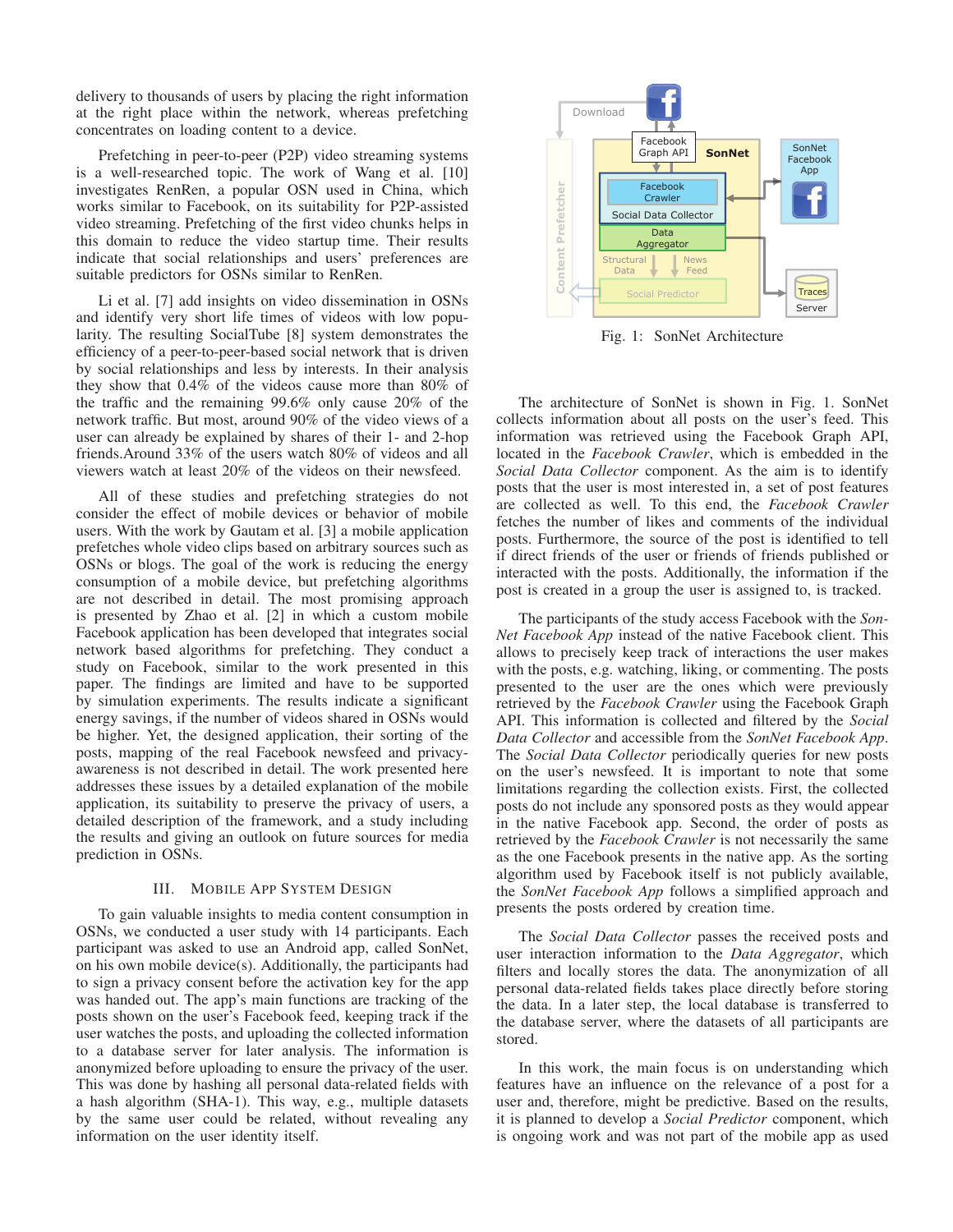delivery to thousands of users by placing the right information at the right place within the network, whereas prefetching concentrates on loading content to a device.

Prefetching in peer-to-peer (P2P) video streaming systems is a well-researched topic. The work of Wang et al. [10] investigates RenRen, a popular OSN used in China, which works similar to Facebook, on its suitability for P2P-assisted video streaming. Prefetching of the first video chunks helps in this domain to reduce the video startup time. Their results indicate that social relationships and users' preferences are suitable predictors for OSNs similar to RenRen.

Li et al. [7] add insights on video dissemination in OSNs and identify very short life times of videos with low popularity. The resulting SocialTube [8] system demonstrates the efficiency of a peer-to-peer-based social network that is driven by social relationships and less by interests. In their analysis they show that 0.4% of the videos cause more than 80% of the traffic and the remaining 99.6% only cause 20% of the network traffic. But more, around 90% of the video views of a user can already be explained by shares of their 1- and 2-hop friends.Around 33% of the users watch 80% of videos and all viewers watch at least 20% of the videos on their newsfeed.

All of these studies and prefetching strategies do not consider the effect of mobile devices or behavior of mobile users. With the work by Gautam et al. [3] a mobile application prefetches whole video clips based on arbitrary sources such as OSNs or blogs. The goal of the work is reducing the energy consumption of a mobile device, but prefetching algorithms are not described in detail. The most promising approach is presented by Zhao et al. [2] in which a custom mobile Facebook application has been developed that integrates social network based algorithms for prefetching. They conduct a study on Facebook, similar to the work presented in this paper. The findings are limited and have to be supported by simulation experiments. The results indicate a significant energy savings, if the number of videos shared in OSNs would be higher. Yet, the designed application, their sorting of the posts, mapping of the real Facebook newsfeed and privacy-awareness is not described in detail. The work presented here addresses these issues by a detailed explanation of the mobile application, its suitability to preserve the privacy of users, a detailed description of the framework, and a study including the results and giving an outlook on future sources for media prediction in OSNs.

## III. Mobile App System Design

To gain valuable insights to media content consumption in OSNs, we conducted a user study with 14 participants. Each participant was asked to use an Android app, called SonNet, on his own mobile device(s). Additionally, the participants had to sign a privacy consent before the activation key for the app was handed out. The app's main functions are tracking of the posts shown on the user's Facebook feed, keeping track if the user watches the posts, and uploading the collected information to a database server for later analysis. The information is anonymized before uploading to ensure the privacy of the user. This was done by hashing all personal data-related fields with a hash algorithm (SHA-1). This way, e.g., multiple datasets by the same user could be related, without revealing any information on the user identity itself.

Fig. 1: SonNet Architecture

The architecture of SonNet is shown in Fig. 1. SonNet collects information about all posts on the user's feed. This information was retrieved using the Facebook Graph API, located in the *Facebook Crawler*, which is embedded in the *Social Data Collector* component. As the aim is to identify posts that the user is most interested in, a set of post features are collected as well. To this end, the *Facebook Crawler* fetches the number of likes and comments of the individual posts. Furthermore, the source of the post is identified to tell if direct friends of the user or friends of friends published or interacted with the posts. Additionally, the information if the post is created in a group the user is assigned to, is tracked.

The participants of the study access Facebook with the *SonNet Facebook App* instead of the native Facebook client. This allows to precisely keep track of interactions the user makes with the posts, e.g. watching, liking, or commenting. The posts presented to the user are the ones which were previously retrieved by the *Facebook Crawler* using the Facebook Graph API. This information is collected and filtered by the *Social Data Collector* and accessible from the *SonNet Facebook App*. The *Social Data Collector* periodically queries for new posts on the user's newsfeed. It is important to note that some limitations regarding the collection exists. First, the collected posts do not include any sponsored posts as they would appear in the native Facebook app. Second, the order of posts as retrieved by the *Facebook Crawler* is not necessarily the same as the one Facebook presents in the native app. As the sorting algorithm used by Facebook itself is not publicly available, the *SonNet Facebook App* follows a simplified approach and presents the posts ordered by creation time.

The *Social Data Collector* passes the received posts and user interaction information to the *Data Aggregator*, which filters and locally stores the data. The anonymization of all personal data-related fields takes place directly before storing the data. In a later step, the local database is transferred to the database server, where the datasets of all participants are stored.

In this work, the main focus is on understanding which features have an influence on the relevance of a post for a user and, therefore, might be predictive. Based on the results, it is planned to develop a *Social Predictor* component, which is ongoing work and was not part of the mobile app as used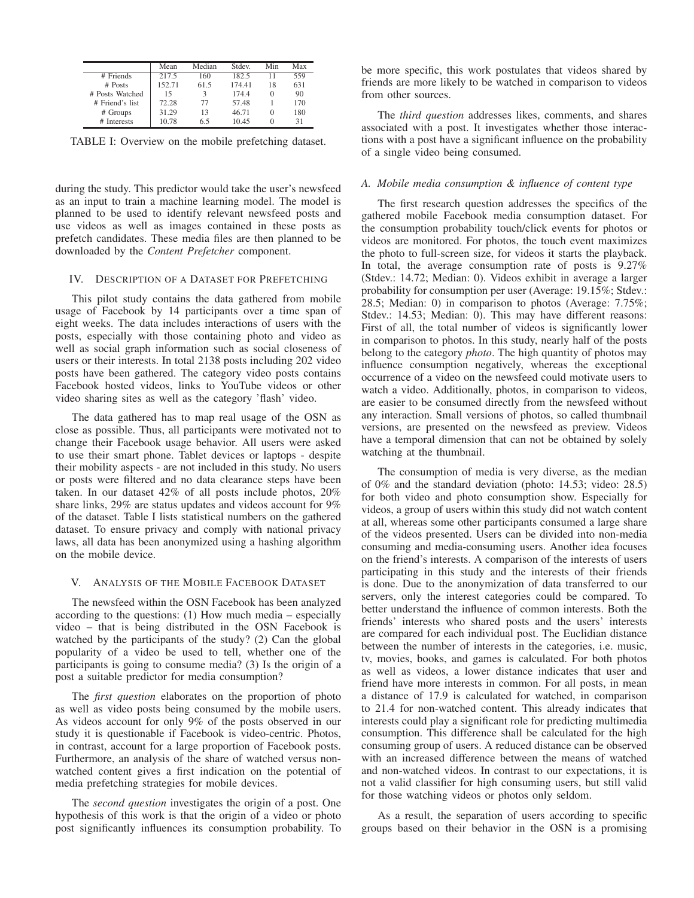|  | Mean | Median | Stdev. | Min | Max |
|---|---|---|---|---|---|
| # Friends | 217.5 | 160 | 182.5 | 11 | 559 |
| # Posts | 152.71 | 61.5 | 174.41 | 18 | 631 |
| # Posts Watched | 15 | 3 | 174.4 | 0 | 90 |
| # Friend's list | 72.28 | 77 | 57.48 | 1 | 170 |
| # Groups | 31.29 | 13 | 46.71 | 0 | 180 |
| # Interests | 10.78 | 6.5 | 10.45 | 0 | 31 |

TABLE I: Overview on the mobile prefetching dataset.

during the study. This predictor would take the user's newsfeed as an input to train a machine learning model. The model is planned to be used to identify relevant newsfeed posts and use videos as well as images contained in these posts as prefetch candidates. These media files are then planned to be downloaded by the *Content Prefetcher* component.

## IV. Description of a Dataset for Prefetching

This pilot study contains the data gathered from mobile usage of Facebook by 14 participants over a time span of eight weeks. The data includes interactions of users with the posts, especially with those containing photo and video as well as social graph information such as social closeness of users or their interests. In total 2138 posts including 202 video posts have been gathered. The category video posts contains Facebook hosted videos, links to YouTube videos or other video sharing sites as well as the category 'flash' video.

The data gathered has to map real usage of the OSN as close as possible. Thus, all participants were motivated not to change their Facebook usage behavior. All users were asked to use their smart phone. Tablet devices or laptops - despite their mobility aspects - are not included in this study. No users or posts were filtered and no data clearance steps have been taken. In our dataset 42% of all posts include photos, 20% share links, 29% are status updates and videos account for 9% of the dataset. Table I lists statistical numbers on the gathered dataset. To ensure privacy and comply with national privacy laws, all data has been anonymized using a hashing algorithm on the mobile device.

## V. Analysis of the Mobile Facebook Dataset

The newsfeed within the OSN Facebook has been analyzed according to the questions: (1) How much media – especially video – that is being distributed in the OSN Facebook is watched by the participants of the study? (2) Can the global popularity of a video be used to tell, whether one of the participants is going to consume media? (3) Is the origin of a post a suitable predictor for media consumption?

The *first question* elaborates on the proportion of photo as well as video posts being consumed by the mobile users. As videos account for only 9% of the posts observed in our study it is questionable if Facebook is video-centric. Photos, in contrast, account for a large proportion of Facebook posts. Furthermore, an analysis of the share of watched versus non-watched content gives a first indication on the potential of media prefetching strategies for mobile devices.

The *second question* investigates the origin of a post. One hypothesis of this work is that the origin of a video or photo post significantly influences its consumption probability. To be more specific, this work postulates that videos shared by friends are more likely to be watched in comparison to videos from other sources.

The *third question* addresses likes, comments, and shares associated with a post. It investigates whether those interactions with a post have a significant influence on the probability of a single video being consumed.

### A. Mobile media consumption & influence of content type

The first research question addresses the specifics of the gathered mobile Facebook media consumption dataset. For the consumption probability touch/click events for photos or videos are monitored. For photos, the touch event maximizes the photo to full-screen size, for videos it starts the playback. In total, the average consumption rate of posts is 9.27% (Stdev.: 14.72; Median: 0). Videos exhibit in average a larger probability for consumption per user (Average: 19.15%; Stdev.: 28.5; Median: 0) in comparison to photos (Average: 7.75%; Stdev.: 14.53; Median: 0). This may have different reasons: First of all, the total number of videos is significantly lower in comparison to photos. In this study, nearly half of the posts belong to the category *photo*. The high quantity of photos may influence consumption negatively, whereas the exceptional occurrence of a video on the newsfeed could motivate users to watch a video. Additionally, photos, in comparison to videos, are easier to be consumed directly from the newsfeed without any interaction. Small versions of photos, so called thumbnail versions, are presented on the newsfeed as preview. Videos have a temporal dimension that can not be obtained by solely watching at the thumbnail.

The consumption of media is very diverse, as the median of 0% and the standard deviation (photo: 14.53; video: 28.5) for both video and photo consumption show. Especially for videos, a group of users within this study did not watch content at all, whereas some other participants consumed a large share of the videos presented. Users can be divided into non-media consuming and media-consuming users. Another idea focuses on the friend's interests. A comparison of the interests of users participating in this study and the interests of their friends is done. Due to the anonymization of data transferred to our servers, only the interest categories could be compared. To better understand the influence of common interests. Both the friends' interests who shared posts and the users' interests are compared for each individual post. The Euclidian distance between the number of interests in the categories, i.e. music, tv, movies, books, and games is calculated. For both photos as well as videos, a lower distance indicates that user and friend have more interests in common. For all posts, in mean a distance of 17.9 is calculated for watched, in comparison to 21.4 for non-watched content. This already indicates that interests could play a significant role for predicting multimedia consumption. This difference shall be calculated for the high consuming group of users. A reduced distance can be observed with an increased difference between the means of watched and non-watched videos. In contrast to our expectations, it is not a valid classifier for high consuming users, but still valid for those watching videos or photos only seldom.

As a result, the separation of users according to specific groups based on their behavior in the OSN is a promising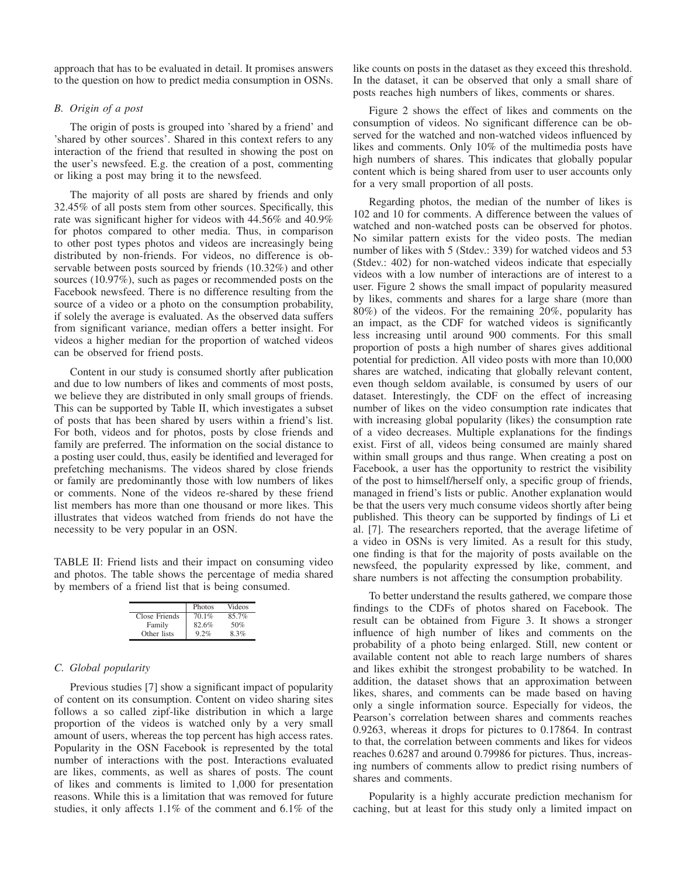approach that has to be evaluated in detail. It promises answers to the question on how to predict media consumption in OSNs.

### B. Origin of a post

The origin of posts is grouped into 'shared by a friend' and 'shared by other sources'. Shared in this context refers to any interaction of the friend that resulted in showing the post on the user's newsfeed. E.g. the creation of a post, commenting or liking a post may bring it to the newsfeed.

The majority of all posts are shared by friends and only 32.45% of all posts stem from other sources. Specifically, this rate was significant higher for videos with 44.56% and 40.9% for photos compared to other media. Thus, in comparison to other post types photos and videos are increasingly being distributed by non-friends. For videos, no difference is observable between posts sourced by friends (10.32%) and other sources (10.97%), such as pages or recommended posts on the Facebook newsfeed. There is no difference resulting from the source of a video or a photo on the consumption probability, if solely the average is evaluated. As the observed data suffers from significant variance, median offers a better insight. For videos a higher median for the proportion of watched videos can be observed for friend posts.

Content in our study is consumed shortly after publication and due to low numbers of likes and comments of most posts, we believe they are distributed in only small groups of friends. This can be supported by Table II, which investigates a subset of posts that has been shared by users within a friend's list. For both, videos and for photos, posts by close friends and family are preferred. The information on the social distance to a posting user could, thus, easily be identified and leveraged for prefetching mechanisms. The videos shared by close friends or family are predominantly those with low numbers of likes or comments. None of the videos re-shared by these friend list members has more than one thousand or more likes. This illustrates that videos watched from friends do not have the necessity to be very popular in an OSN.

TABLE II: Friend lists and their impact on consuming video and photos. The table shows the percentage of media shared by members of a friend list that is being consumed.

| | Photos | Videos |
|---|---|---|
| Close Friends | 70.1% | 85.7% |
| Family | 82.6% | 50% |
| Other lists | 9.2% | 8.3% |

### C. Global popularity

Previous studies [7] show a significant impact of popularity of content on its consumption. Content on video sharing sites follows a so called zipf-like distribution in which a large proportion of the videos is watched only by a very small amount of users, whereas the top percent has high access rates. Popularity in the OSN Facebook is represented by the total number of interactions with the post. Interactions evaluated are likes, comments, as well as shares of posts. The count of likes and comments is limited to 1,000 for presentation reasons. While this is a limitation that was removed for future studies, it only affects 1.1% of the comment and 6.1% of the like counts on posts in the dataset as they exceed this threshold. In the dataset, it can be observed that only a small share of posts reaches high numbers of likes, comments or shares.

Figure 2 shows the effect of likes and comments on the consumption of videos. No significant difference can be observed for the watched and non-watched videos influenced by likes and comments. Only 10% of the multimedia posts have high numbers of shares. This indicates that globally popular content which is being shared from user to user accounts only for a very small proportion of all posts.

Regarding photos, the median of the number of likes is 102 and 10 for comments. A difference between the values of watched and non-watched posts can be observed for photos. No similar pattern exists for the video posts. The median number of likes with 5 (Stdev.: 339) for watched videos and 53 (Stdev.: 402) for non-watched videos indicate that especially videos with a low number of interactions are of interest to a user. Figure 2 shows the small impact of popularity measured by likes, comments and shares for a large share (more than 80%) of the videos. For the remaining 20%, popularity has an impact, as the CDF for watched videos is significantly less increasing until around 900 comments. For this small proportion of posts a high number of shares gives additional potential for prediction. All video posts with more than 10,000 shares are watched, indicating that globally relevant content, even though seldom available, is consumed by users of our dataset. Interestingly, the CDF on the effect of increasing number of likes on the video consumption rate indicates that with increasing global popularity (likes) the consumption rate of a video decreases. Multiple explanations for the findings exist. First of all, videos being consumed are mainly shared within small groups and thus range. When creating a post on Facebook, a user has the opportunity to restrict the visibility of the post to himself/herself only, a specific group of friends, managed in friend's lists or public. Another explanation would be that the users very much consume videos shortly after being published. This theory can be supported by findings of Li et al. [7]. The researchers reported, that the average lifetime of a video in OSNs is very limited. As a result for this study, one finding is that for the majority of posts available on the newsfeed, the popularity expressed by like, comment, and share numbers is not affecting the consumption probability.

To better understand the results gathered, we compare those findings to the CDFs of photos shared on Facebook. The result can be obtained from Figure 3. It shows a stronger influence of high number of likes and comments on the probability of a photo being enlarged. Still, new content or available content not able to reach large numbers of shares and likes exhibit the strongest probability to be watched. In addition, the dataset shows that an approximation between likes, shares, and comments can be made based on having only a single information source. Especially for videos, the Pearson's correlation between shares and comments reaches 0.9263, whereas it drops for pictures to 0.17864. In contrast to that, the correlation between comments and likes for videos reaches 0.6287 and around 0.79986 for pictures. Thus, increasing numbers of comments allow to predict rising numbers of shares and comments.

Popularity is a highly accurate prediction mechanism for caching, but at least for this study only a limited impact on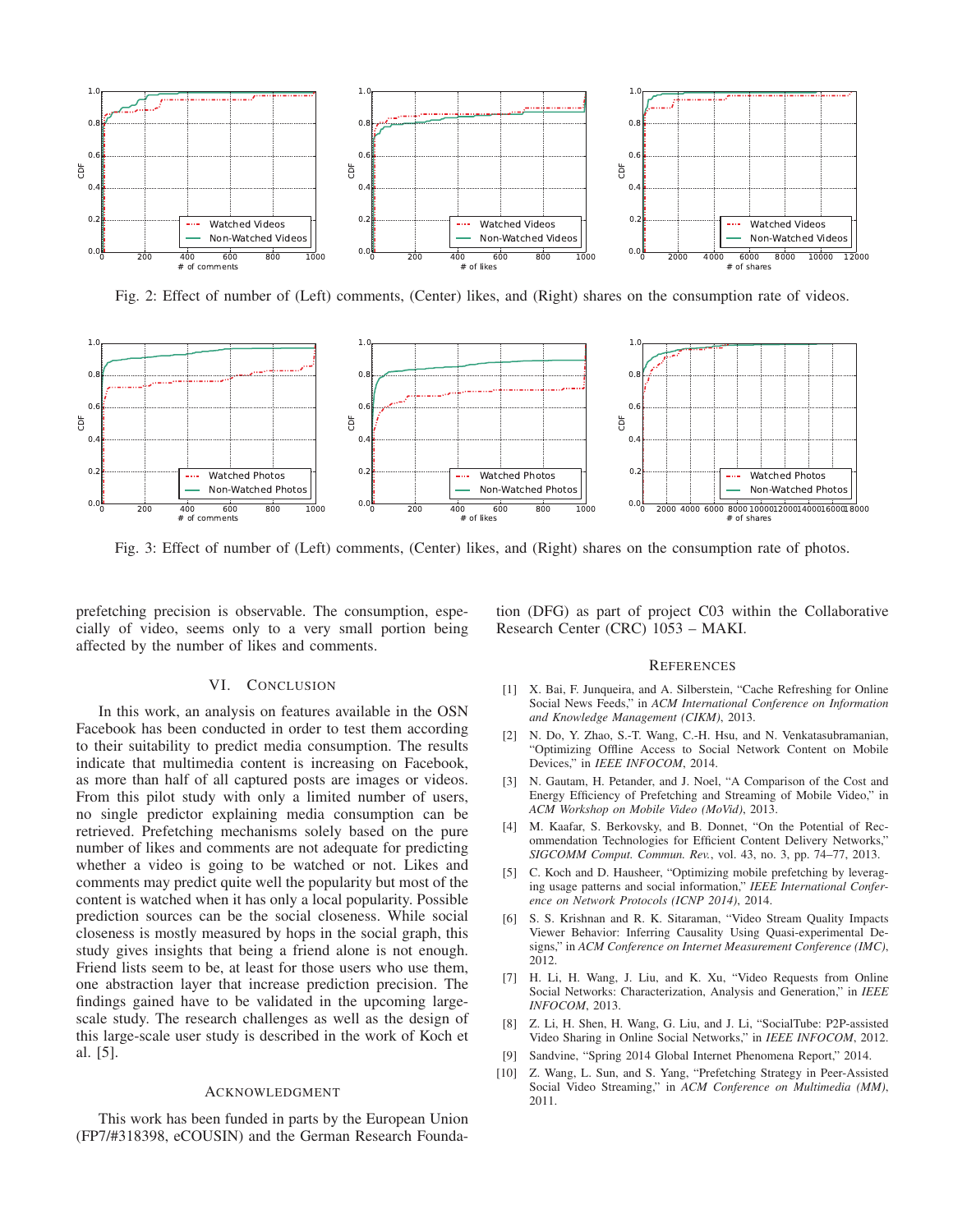CDF
1.0
0.8
0.6
0.4
0.2
0.0
0 200 400 600 800 1000
# of comments
Watched Videos
Non-Watched Videos

CDF
1.0
0.8
0.6
0.4
0.2
0.0
0 200 400 600 800 1000
# of likes
Watched Videos
Non-Watched Videos

CDF
1.0
0.8
0.6
0.4
0.2
0.0
0 2000 4000 6000 8000 10000 12000
# of shares
Watched Videos
Non-Watched Videos

Fig. 2: Effect of number of (Left) comments, (Center) likes, and (Right) shares on the consumption rate of videos.

CDF
1.0
0.8
0.6
0.4
0.2
0.0
0 200 400 600 800 1000
# of comments
Watched Photos
Non-Watched Photos

CDF
1.0
0.8
0.6
0.4
0.2
0.0
0 200 400 600 800 1000
# of likes
Watched Photos
Non-Watched Photos

CDF
1.0
0.8
0.6
0.4
0.2
0.0
0 2000 4000 6000 8000 10000 12000 14000 16000 18000
# of shares
Watched Photos
Non-Watched Photos

Fig. 3: Effect of number of (Left) comments, (Center) likes, and (Right) shares on the consumption rate of photos.

prefetching precision is observable. The consumption, especially of video, seems only to a very small portion being affected by the number of likes and comments.

## VI. Conclusion

In this work, an analysis on features available in the OSN Facebook has been conducted in order to test them according to their suitability to predict media consumption. The results indicate that multimedia content is increasing on Facebook, as more than half of all captured posts are images or videos. From this pilot study with only a limited number of users, no single predictor explaining media consumption can be retrieved. Prefetching mechanisms solely based on the pure number of likes and comments are not adequate for predicting whether a video is going to be watched or not. Likes and comments may predict quite well the popularity but most of the content is watched when it has only a local popularity. Possible prediction sources can be the social closeness. While social closeness is mostly measured by hops in the social graph, this study gives insights that being a friend alone is not enough. Friend lists seem to be, at least for those users who use them, one abstraction layer that increase prediction precision. The findings gained have to be validated in the upcoming large-scale study. The research challenges as well as the design of this large-scale user study is described in the work of Koch et al. [5].

## Acknowledgment

This work has been funded in parts by the European Union (FP7/#318398, eCOUSIN) and the German Research Foundation (DFG) as part of project C03 within the Collaborative Research Center (CRC) 1053 – MAKI.

## References

[1] X. Bai, F. Junqueira, and A. Silberstein, "Cache Refreshing for Online Social News Feeds," in *ACM International Conference on Information and Knowledge Management (CIKM)*, 2013.

[2] N. Do, Y. Zhao, S.-T. Wang, C.-H. Hsu, and N. Venkatasubramanian, "Optimizing Offline Access to Social Network Content on Mobile Devices," in *IEEE INFOCOM*, 2014.

[3] N. Gautam, H. Petander, and J. Noel, "A Comparison of the Cost and Energy Efficiency of Prefetching and Streaming of Mobile Video," in *ACM Workshop on Mobile Video (MoVid)*, 2013.

[4] M. Kaafar, S. Berkovsky, and B. Donnet, "On the Potential of Recommendation Technologies for Efficient Content Delivery Networks," *SIGCOMM Comput. Commun. Rev.*, vol. 43, no. 3, pp. 74–77, 2013.

[5] C. Koch and D. Hausheer, "Optimizing mobile prefetching by leveraging usage patterns and social information," *IEEE International Conference on Network Protocols (ICNP 2014)*, 2014.

[6] S. S. Krishnan and R. K. Sitaraman, "Video Stream Quality Impacts Viewer Behavior: Inferring Causality Using Quasi-experimental Designs," in *ACM Conference on Internet Measurement Conference (IMC)*, 2012.

[7] H. Li, H. Wang, J. Liu, and K. Xu, "Video Requests from Online Social Networks: Characterization, Analysis and Generation," in *IEEE INFOCOM*, 2013.

[8] Z. Li, H. Shen, H. Wang, G. Liu, and J. Li, "SocialTube: P2P-assisted Video Sharing in Online Social Networks," in *IEEE INFOCOM*, 2012.

[9] Sandvine, "Spring 2014 Global Internet Phenomena Report," 2014.

[10] Z. Wang, L. Sun, and S. Yang, "Prefetching Strategy in Peer-Assisted Social Video Streaming," in *ACM Conference on Multimedia (MM)*, 2011.